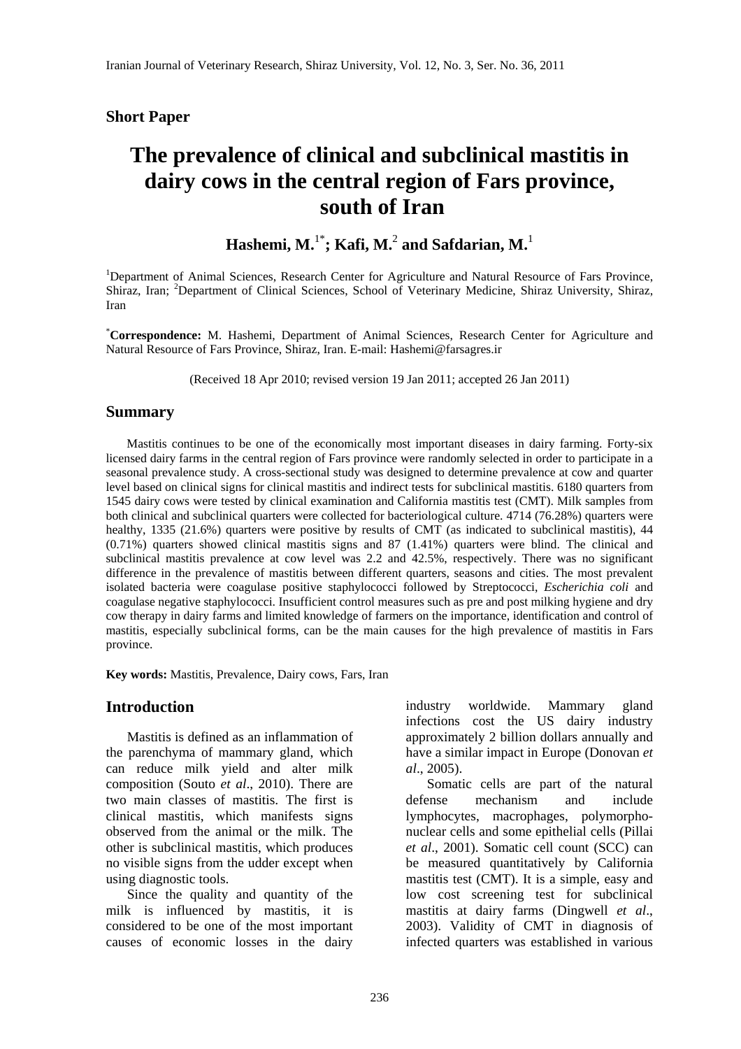**Short Paper**

# The prevalence of clinical and subclinical mastitis in dairy cows in the central region of Fars province, south of Iran

**Hashemi, M.**[1*]**; Kafi, M.**[2] **and Safdarian, M.**[1]

[1]Department of Animal Sciences, Research Center for Agriculture and Natural Resource of Fars Province, Shiraz, Iran; [2]Department of Clinical Sciences, School of Veterinary Medicine, Shiraz University, Shiraz, Iran

[*]**Correspondence:** M. Hashemi, Department of Animal Sciences, Research Center for Agriculture and Natural Resource of Fars Province, Shiraz, Iran. E-mail: Hashemi@farsagres.ir

(Received 18 Apr 2010; revised version 19 Jan 2011; accepted 26 Jan 2011)

## Summary

Mastitis continues to be one of the economically most important diseases in dairy farming. Forty-six licensed dairy farms in the central region of Fars province were randomly selected in order to participate in a seasonal prevalence study. A cross-sectional study was designed to determine prevalence at cow and quarter level based on clinical signs for clinical mastitis and indirect tests for subclinical mastitis. 6180 quarters from 1545 dairy cows were tested by clinical examination and California mastitis test (CMT). Milk samples from both clinical and subclinical quarters were collected for bacteriological culture. 4714 (76.28%) quarters were healthy, 1335 (21.6%) quarters were positive by results of CMT (as indicated to subclinical mastitis), 44 (0.71%) quarters showed clinical mastitis signs and 87 (1.41%) quarters were blind. The clinical and subclinical mastitis prevalence at cow level was 2.2 and 42.5%, respectively. There was no significant difference in the prevalence of mastitis between different quarters, seasons and cities. The most prevalent isolated bacteria were coagulase positive staphylococci followed by Streptococci, *Escherichia coli* and coagulase negative staphylococci. Insufficient control measures such as pre and post milking hygiene and dry cow therapy in dairy farms and limited knowledge of farmers on the importance, identification and control of mastitis, especially subclinical forms, can be the main causes for the high prevalence of mastitis in Fars province.

**Key words:** Mastitis, Prevalence, Dairy cows, Fars, Iran

## Introduction

Mastitis is defined as an inflammation of the parenchyma of mammary gland, which can reduce milk yield and alter milk composition (Souto *et al*., 2010). There are two main classes of mastitis. The first is clinical mastitis, which manifests signs observed from the animal or the milk. The other is subclinical mastitis, which produces no visible signs from the udder except when using diagnostic tools.

Since the quality and quantity of the milk is influenced by mastitis, it is considered to be one of the most important causes of economic losses in the dairy industry worldwide. Mammary gland infections cost the US dairy industry approximately 2 billion dollars annually and have a similar impact in Europe (Donovan *et al*., 2005).

Somatic cells are part of the natural defense mechanism and include lymphocytes, macrophages, polymorphonuclear cells and some epithelial cells (Pillai *et al*., 2001). Somatic cell count (SCC) can be measured quantitatively by California mastitis test (CMT). It is a simple, easy and low cost screening test for subclinical mastitis at dairy farms (Dingwell *et al*., 2003). Validity of CMT in diagnosis of infected quarters was established in various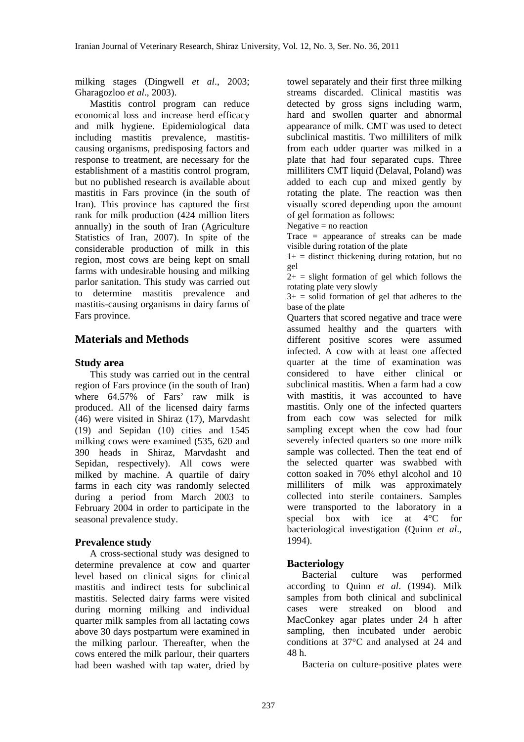milking stages (Dingwell *et al*., 2003; Gharagozloo *et al*., 2003).

Mastitis control program can reduce economical loss and increase herd efficacy and milk hygiene. Epidemiological data including mastitis prevalence, mastitis-causing organisms, predisposing factors and response to treatment, are necessary for the establishment of a mastitis control program, but no published research is available about mastitis in Fars province (in the south of Iran). This province has captured the first rank for milk production (424 million liters annually) in the south of Iran (Agriculture Statistics of Iran, 2007). In spite of the considerable production of milk in this region, most cows are being kept on small farms with undesirable housing and milking parlor sanitation. This study was carried out to determine mastitis prevalence and mastitis-causing organisms in dairy farms of Fars province.

## Materials and Methods

### Study area

This study was carried out in the central region of Fars province (in the south of Iran) where 64.57% of Fars' raw milk is produced. All of the licensed dairy farms (46) were visited in Shiraz (17), Marvdasht (19) and Sepidan (10) cities and 1545 milking cows were examined (535, 620 and 390 heads in Shiraz, Marvdasht and Sepidan, respectively). All cows were milked by machine. A quartile of dairy farms in each city was randomly selected during a period from March 2003 to February 2004 in order to participate in the seasonal prevalence study.

### Prevalence study

A cross-sectional study was designed to determine prevalence at cow and quarter level based on clinical signs for clinical mastitis and indirect tests for subclinical mastitis. Selected dairy farms were visited during morning milking and individual quarter milk samples from all lactating cows above 30 days postpartum were examined in the milking parlour. Thereafter, when the cows entered the milk parlour, their quarters had been washed with tap water, dried by towel separately and their first three milking streams discarded. Clinical mastitis was detected by gross signs including warm, hard and swollen quarter and abnormal appearance of milk. CMT was used to detect subclinical mastitis. Two milliliters of milk from each udder quarter was milked in a plate that had four separated cups. Three milliliters CMT liquid (Delaval, Poland) was added to each cup and mixed gently by rotating the plate. The reaction was then visually scored depending upon the amount of gel formation as follows:

Negative = no reaction

Trace = appearance of streaks can be made visible during rotation of the plate

1+ = distinct thickening during rotation, but no gel

2+ = slight formation of gel which follows the rotating plate very slowly

3+ = solid formation of gel that adheres to the base of the plate

Quarters that scored negative and trace were assumed healthy and the quarters with different positive scores were assumed infected. A cow with at least one affected quarter at the time of examination was considered to have either clinical or subclinical mastitis. When a farm had a cow with mastitis, it was accounted to have mastitis. Only one of the infected quarters from each cow was selected for milk sampling except when the cow had four severely infected quarters so one more milk sample was collected. Then the teat end of the selected quarter was swabbed with cotton soaked in 70% ethyl alcohol and 10 milliliters of milk was approximately collected into sterile containers. Samples were transported to the laboratory in a special box with ice at 4°C for bacteriological investigation (Quinn *et al*., 1994).

### Bacteriology

Bacterial culture was performed according to Quinn *et al*. (1994). Milk samples from both clinical and subclinical cases were streaked on blood and MacConkey agar plates under 24 h after sampling, then incubated under aerobic conditions at 37°C and analysed at 24 and 48 h.

Bacteria on culture-positive plates were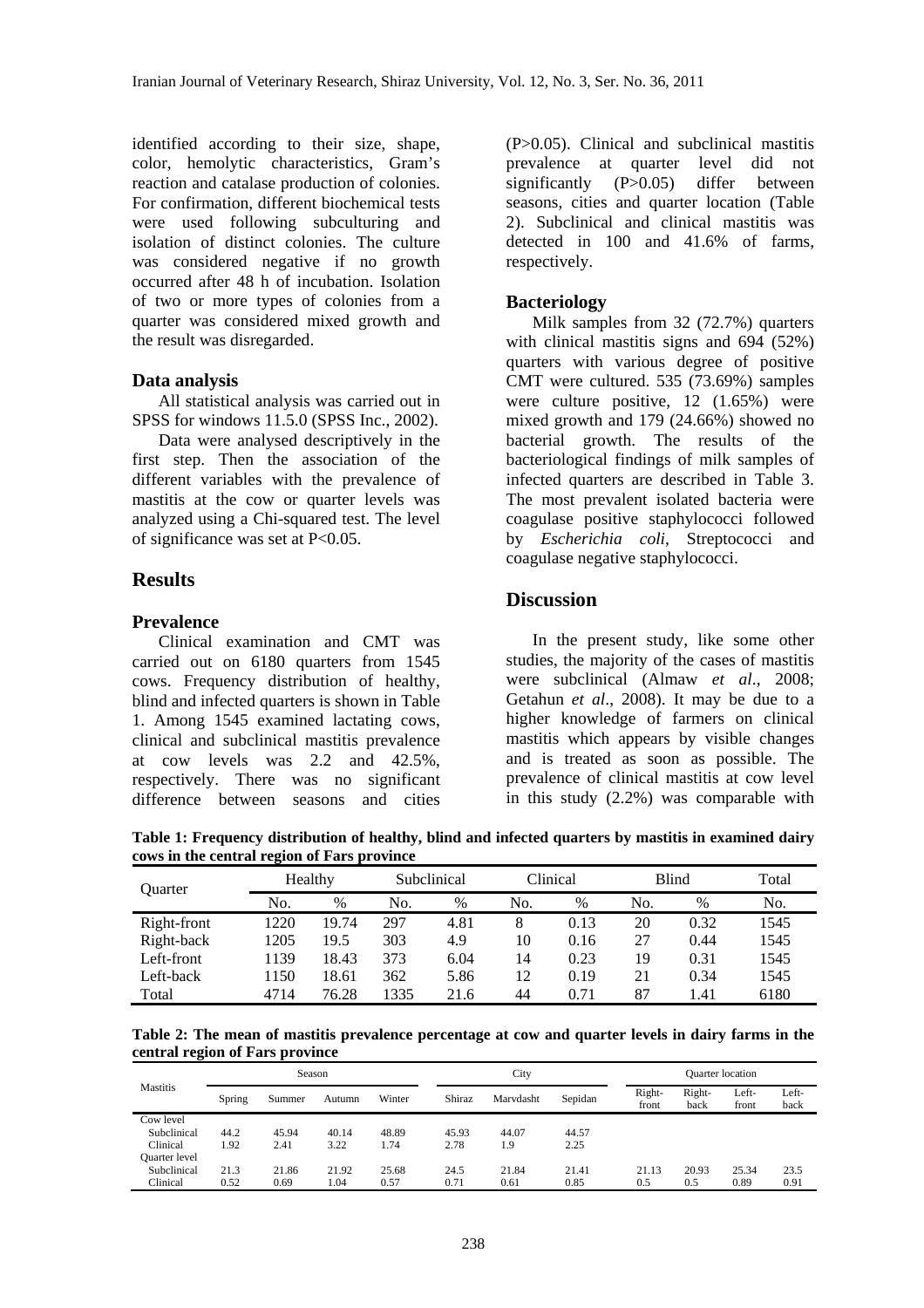identified according to their size, shape, color, hemolytic characteristics, Gram's reaction and catalase production of colonies. For confirmation, different biochemical tests were used following subculturing and isolation of distinct colonies. The culture was considered negative if no growth occurred after 48 h of incubation. Isolation of two or more types of colonies from a quarter was considered mixed growth and the result was disregarded.

### Data analysis

All statistical analysis was carried out in SPSS for windows 11.5.0 (SPSS Inc., 2002).

Data were analysed descriptively in the first step. Then the association of the different variables with the prevalence of mastitis at the cow or quarter levels was analyzed using a Chi-squared test. The level of significance was set at $P<0.05$.

## Results

### Prevalence

Clinical examination and CMT was carried out on 6180 quarters from 1545 cows. Frequency distribution of healthy, blind and infected quarters is shown in Table 1. Among 1545 examined lactating cows, clinical and subclinical mastitis prevalence at cow levels was 2.2 and 42.5%, respectively. There was no significant difference between seasons and cities ($P>0.05$). Clinical and subclinical mastitis prevalence at quarter level did not significantly ($P>0.05$) differ between seasons, cities and quarter location (Table 2). Subclinical and clinical mastitis was detected in 100 and 41.6% of farms, respectively.

### Bacteriology

Milk samples from 32 (72.7%) quarters with clinical mastitis signs and 694 (52%) quarters with various degree of positive CMT were cultured. 535 (73.69%) samples were culture positive, 12 (1.65%) were mixed growth and 179 (24.66%) showed no bacterial growth. The results of the bacteriological findings of milk samples of infected quarters are described in Table 3. The most prevalent isolated bacteria were coagulase positive staphylococci followed by *Escherichia coli*, Streptococci and coagulase negative staphylococci.

## Discussion

In the present study, like some other studies, the majority of the cases of mastitis were subclinical (Almaw *et al*., 2008; Getahun *et al*., 2008). It may be due to a higher knowledge of farmers on clinical mastitis which appears by visible changes and is treated as soon as possible. The prevalence of clinical mastitis at cow level in this study (2.2%) was comparable with

**Table 1: Frequency distribution of healthy, blind and infected quarters by mastitis in examined dairy cows in the central region of Fars province**

| Quarter | Healthy | | Subclinical | | Clinical | | Blind | | Total |
|---|---|---|---|---|---|---|---|---|---|
| | No. | % | No. | % | No. | % | No. | % | No. |
| Right-front | 1220 | 19.74 | 297 | 4.81 | 8 | 0.13 | 20 | 0.32 | 1545 |
| Right-back | 1205 | 19.5 | 303 | 4.9 | 10 | 0.16 | 27 | 0.44 | 1545 |
| Left-front | 1139 | 18.43 | 373 | 6.04 | 14 | 0.23 | 19 | 0.31 | 1545 |
| Left-back | 1150 | 18.61 | 362 | 5.86 | 12 | 0.19 | 21 | 0.34 | 1545 |
| Total | 4714 | 76.28 | 1335 | 21.6 | 44 | 0.71 | 87 | 1.41 | 6180 |

**Table 2: The mean of mastitis prevalence percentage at cow and quarter levels in dairy farms in the central region of Fars province**

| Mastitis | Season | | | | City | | | Quarter location | | | |
|---|---|---|---|---|---|---|---|---|---|---|---|
| | Spring | Summer | Autumn | Winter | Shiraz | Marvdasht | Sepidan | Right-front | Right-back | Left-front | Left-back |
| Cow level | | | | | | | | | | | |
| Subclinical | 44.2 | 45.94 | 40.14 | 48.89 | 45.93 | 44.07 | 44.57 | | | | |
| Clinical | 1.92 | 2.41 | 3.22 | 1.74 | 2.78 | 1.9 | 2.25 | | | | |
| Quarter level | | | | | | | | | | | |
| Subclinical | 21.3 | 21.86 | 21.92 | 25.68 | 24.5 | 21.84 | 21.41 | 21.13 | 20.93 | 25.34 | 23.5 |
| Clinical | 0.52 | 0.69 | 1.04 | 0.57 | 0.71 | 0.61 | 0.85 | 0.5 | 0.5 | 0.89 | 0.91 |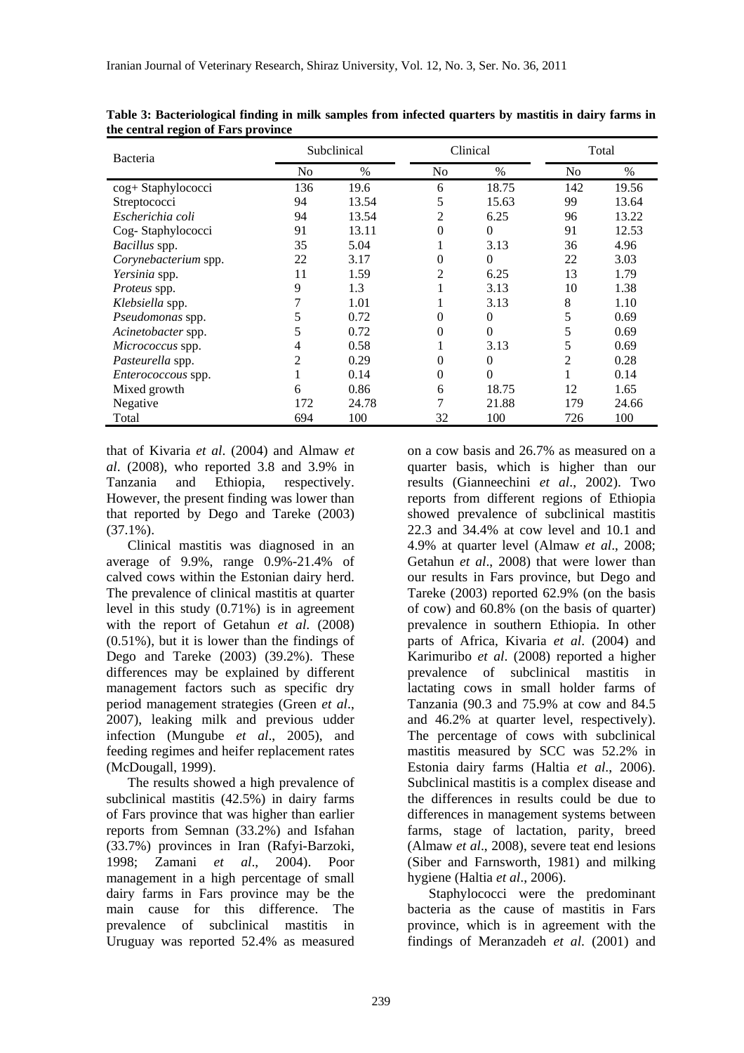**Table 3: Bacteriological finding in milk samples from infected quarters by mastitis in dairy farms in the central region of Fars province**

| Bacteria | Subclinical | | Clinical | | Total | |
|---|---|---|---|---|---|---|
| | No | % | No | % | No | % |
| cog+ Staphylococci | 136 | 19.6 | 6 | 18.75 | 142 | 19.56 |
| Streptococci | 94 | 13.54 | 5 | 15.63 | 99 | 13.64 |
| *Escherichia coli* | 94 | 13.54 | 2 | 6.25 | 96 | 13.22 |
| Cog- Staphylococci | 91 | 13.11 | 0 | 0 | 91 | 12.53 |
| *Bacillus* spp. | 35 | 5.04 | 1 | 3.13 | 36 | 4.96 |
| *Corynebacterium* spp. | 22 | 3.17 | 0 | 0 | 22 | 3.03 |
| *Yersinia* spp. | 11 | 1.59 | 2 | 6.25 | 13 | 1.79 |
| *Proteus* spp. | 9 | 1.3 | 1 | 3.13 | 10 | 1.38 |
| *Klebsiella* spp. | 7 | 1.01 | 1 | 3.13 | 8 | 1.10 |
| *Pseudomonas* spp. | 5 | 0.72 | 0 | 0 | 5 | 0.69 |
| *Acinetobacter* spp. | 5 | 0.72 | 0 | 0 | 5 | 0.69 |
| *Micrococcus* spp. | 4 | 0.58 | 1 | 3.13 | 5 | 0.69 |
| *Pasteurella* spp. | 2 | 0.29 | 0 | 0 | 2 | 0.28 |
| *Enterococcous* spp. | 1 | 0.14 | 0 | 0 | 1 | 0.14 |
| Mixed growth | 6 | 0.86 | 6 | 18.75 | 12 | 1.65 |
| Negative | 172 | 24.78 | 7 | 21.88 | 179 | 24.66 |
| Total | 694 | 100 | 32 | 100 | 726 | 100 |

that of Kivaria *et al*. (2004) and Almaw *et al*. (2008), who reported 3.8 and 3.9% in Tanzania and Ethiopia, respectively. However, the present finding was lower than that reported by Dego and Tareke (2003) (37.1%).

Clinical mastitis was diagnosed in an average of 9.9%, range 0.9%-21.4% of calved cows within the Estonian dairy herd. The prevalence of clinical mastitis at quarter level in this study (0.71%) is in agreement with the report of Getahun *et al*. (2008) (0.51%), but it is lower than the findings of Dego and Tareke (2003) (39.2%). These differences may be explained by different management factors such as specific dry period management strategies (Green *et al*., 2007), leaking milk and previous udder infection (Mungube *et al*., 2005), and feeding regimes and heifer replacement rates (McDougall, 1999).

The results showed a high prevalence of subclinical mastitis (42.5%) in dairy farms of Fars province that was higher than earlier reports from Semnan (33.2%) and Isfahan (33.7%) provinces in Iran (Rafyi-Barzoki, 1998; Zamani *et al*., 2004). Poor management in a high percentage of small dairy farms in Fars province may be the main cause for this difference. The prevalence of subclinical mastitis in Uruguay was reported 52.4% as measured on a cow basis and 26.7% as measured on a quarter basis, which is higher than our results (Gianneechini *et al*., 2002). Two reports from different regions of Ethiopia showed prevalence of subclinical mastitis 22.3 and 34.4% at cow level and 10.1 and 4.9% at quarter level (Almaw *et al*., 2008; Getahun *et al*., 2008) that were lower than our results in Fars province, but Dego and Tareke (2003) reported 62.9% (on the basis of cow) and 60.8% (on the basis of quarter) prevalence in southern Ethiopia. In other parts of Africa, Kivaria *et al*. (2004) and Karimuribo *et al*. (2008) reported a higher prevalence of subclinical mastitis in lactating cows in small holder farms of Tanzania (90.3 and 75.9% at cow and 84.5 and 46.2% at quarter level, respectively). The percentage of cows with subclinical mastitis measured by SCC was 52.2% in Estonia dairy farms (Haltia *et al*., 2006). Subclinical mastitis is a complex disease and the differences in results could be due to differences in management systems between farms, stage of lactation, parity, breed (Almaw *et al*., 2008), severe teat end lesions (Siber and Farnsworth, 1981) and milking hygiene (Haltia *et al*., 2006).

Staphylococci were the predominant bacteria as the cause of mastitis in Fars province, which is in agreement with the findings of Meranzadeh *et al*. (2001) and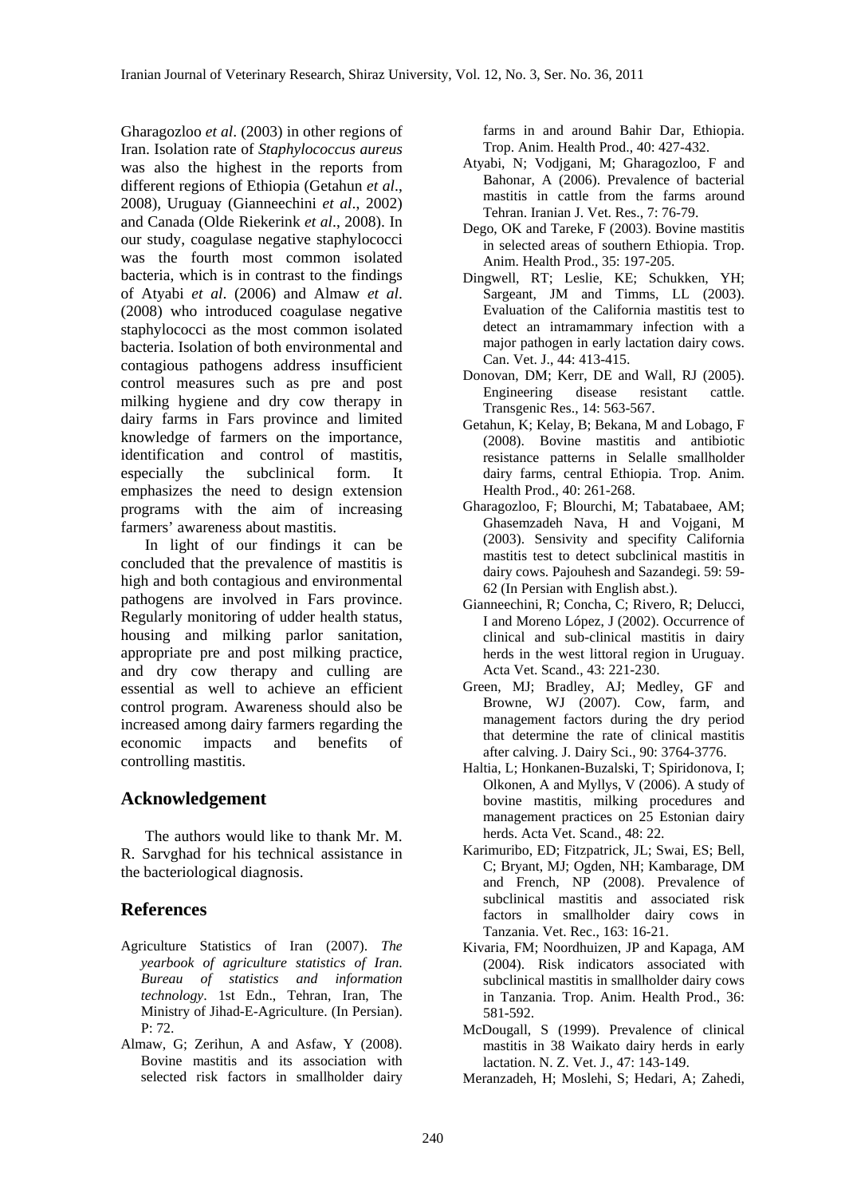Gharagozloo *et al*. (2003) in other regions of Iran. Isolation rate of *Staphylococcus aureus* was also the highest in the reports from different regions of Ethiopia (Getahun *et al*., 2008), Uruguay (Gianneechini *et al*., 2002) and Canada (Olde Riekerink *et al*., 2008). In our study, coagulase negative staphylococci was the fourth most common isolated bacteria, which is in contrast to the findings of Atyabi *et al*. (2006) and Almaw *et al*. (2008) who introduced coagulase negative staphylococci as the most common isolated bacteria. Isolation of both environmental and contagious pathogens address insufficient control measures such as pre and post milking hygiene and dry cow therapy in dairy farms in Fars province and limited knowledge of farmers on the importance, identification and control of mastitis, especially the subclinical form. It emphasizes the need to design extension programs with the aim of increasing farmers' awareness about mastitis.

In light of our findings it can be concluded that the prevalence of mastitis is high and both contagious and environmental pathogens are involved in Fars province. Regularly monitoring of udder health status, housing and milking parlor sanitation, appropriate pre and post milking practice, and dry cow therapy and culling are essential as well to achieve an efficient control program. Awareness should also be increased among dairy farmers regarding the economic impacts and benefits of controlling mastitis.

## Acknowledgement

The authors would like to thank Mr. M. R. Sarvghad for his technical assistance in the bacteriological diagnosis.

## References

Agriculture Statistics of Iran (2007). *The yearbook of agriculture statistics of Iran. Bureau of statistics and information technology*. 1st Edn., Tehran, Iran, The Ministry of Jihad-E-Agriculture. (In Persian). P: 72.

Almaw, G; Zerihun, A and Asfaw, Y (2008). Bovine mastitis and its association with selected risk factors in smallholder dairy farms in and around Bahir Dar, Ethiopia. Trop. Anim. Health Prod., 40: 427-432.

Atyabi, N; Vodjgani, M; Gharagozloo, F and Bahonar, A (2006). Prevalence of bacterial mastitis in cattle from the farms around Tehran. Iranian J. Vet. Res., 7: 76-79.

Dego, OK and Tareke, F (2003). Bovine mastitis in selected areas of southern Ethiopia. Trop. Anim. Health Prod., 35: 197-205.

Dingwell, RT; Leslie, KE; Schukken, YH; Sargeant, JM and Timms, LL (2003). Evaluation of the California mastitis test to detect an intramammary infection with a major pathogen in early lactation dairy cows. Can. Vet. J., 44: 413-415.

Donovan, DM; Kerr, DE and Wall, RJ (2005). Engineering disease resistant cattle. Transgenic Res., 14: 563-567.

Getahun, K; Kelay, B; Bekana, M and Lobago, F (2008). Bovine mastitis and antibiotic resistance patterns in Selalle smallholder dairy farms, central Ethiopia. Trop. Anim. Health Prod., 40: 261-268.

Gharagozloo, F; Blourchi, M; Tabatabaee, AM; Ghasemzadeh Nava, H and Vojgani, M (2003). Sensivity and specifity California mastitis test to detect subclinical mastitis in dairy cows. Pajouhesh and Sazandegi. 59: 59-62 (In Persian with English abst.).

Gianneechini, R; Concha, C; Rivero, R; Delucci, I and Moreno López, J (2002). Occurrence of clinical and sub-clinical mastitis in dairy herds in the west littoral region in Uruguay. Acta Vet. Scand., 43: 221-230.

Green, MJ; Bradley, AJ; Medley, GF and Browne, WJ (2007). Cow, farm, and management factors during the dry period that determine the rate of clinical mastitis after calving. J. Dairy Sci., 90: 3764-3776.

Haltia, L; Honkanen-Buzalski, T; Spiridonova, I; Olkonen, A and Myllys, V (2006). A study of bovine mastitis, milking procedures and management practices on 25 Estonian dairy herds. Acta Vet. Scand., 48: 22.

Karimuribo, ED; Fitzpatrick, JL; Swai, ES; Bell, C; Bryant, MJ; Ogden, NH; Kambarage, DM and French, NP (2008). Prevalence of subclinical mastitis and associated risk factors in smallholder dairy cows in Tanzania. Vet. Rec., 163: 16-21.

Kivaria, FM; Noordhuizen, JP and Kapaga, AM (2004). Risk indicators associated with subclinical mastitis in smallholder dairy cows in Tanzania. Trop. Anim. Health Prod., 36: 581-592.

McDougall, S (1999). Prevalence of clinical mastitis in 38 Waikato dairy herds in early lactation. N. Z. Vet. J., 47: 143-149.

Meranzadeh, H; Moslehi, S; Hedari, A; Zahedi,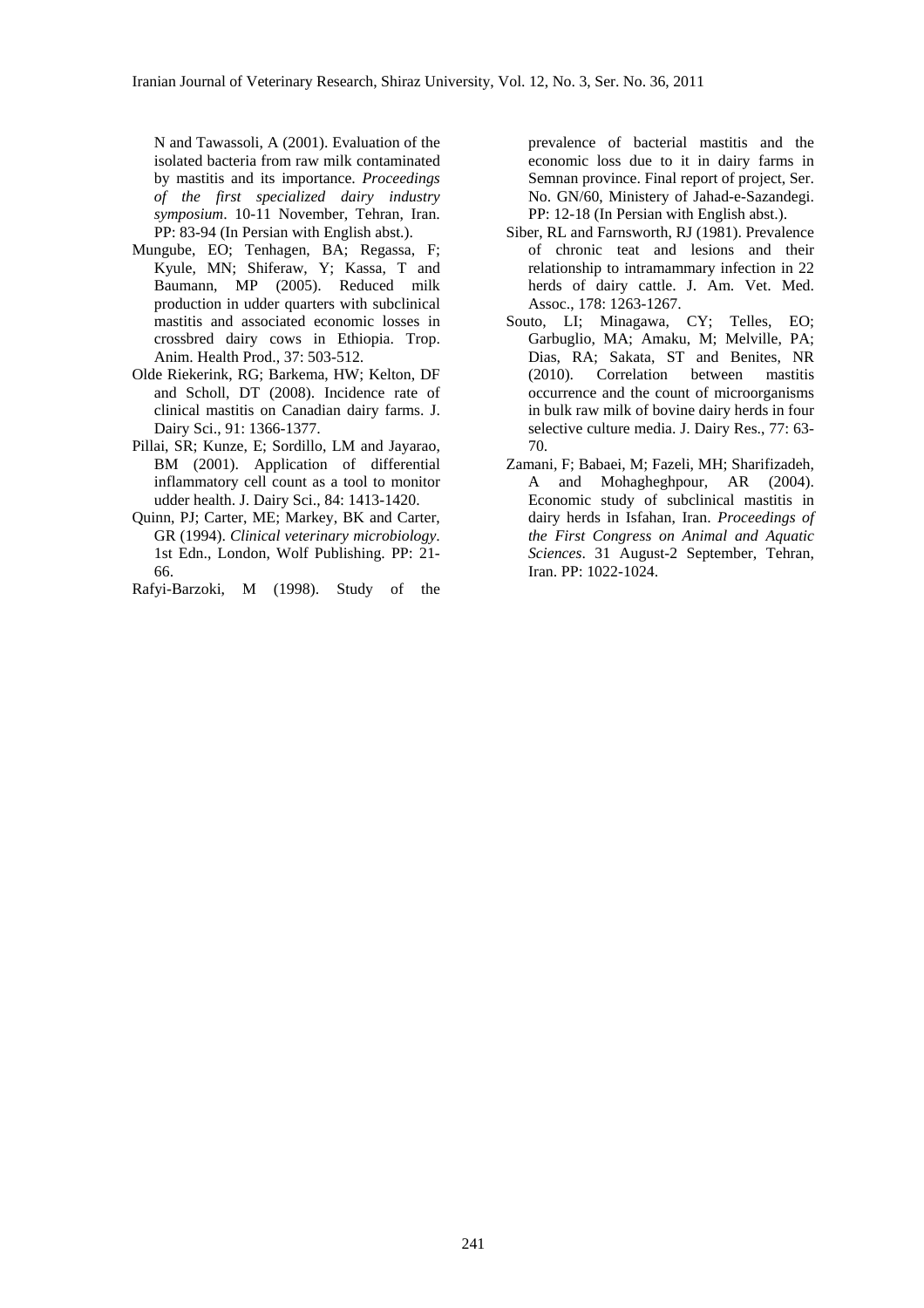N and Tawassoli, A (2001). Evaluation of the isolated bacteria from raw milk contaminated by mastitis and its importance. *Proceedings of the first specialized dairy industry symposium*. 10-11 November, Tehran, Iran. PP: 83-94 (In Persian with English abst.).

Mungube, EO; Tenhagen, BA; Regassa, F; Kyule, MN; Shiferaw, Y; Kassa, T and Baumann, MP (2005). Reduced milk production in udder quarters with subclinical mastitis and associated economic losses in crossbred dairy cows in Ethiopia. Trop. Anim. Health Prod., 37: 503-512.

Olde Riekerink, RG; Barkema, HW; Kelton, DF and Scholl, DT (2008). Incidence rate of clinical mastitis on Canadian dairy farms. J. Dairy Sci., 91: 1366-1377.

Pillai, SR; Kunze, E; Sordillo, LM and Jayarao, BM (2001). Application of differential inflammatory cell count as a tool to monitor udder health. J. Dairy Sci., 84: 1413-1420.

Quinn, PJ; Carter, ME; Markey, BK and Carter, GR (1994). *Clinical veterinary microbiology*. 1st Edn., London, Wolf Publishing. PP: 21-66.

Rafyi-Barzoki, M (1998). Study of the prevalence of bacterial mastitis and the economic loss due to it in dairy farms in Semnan province. Final report of project, Ser. No. GN/60, Ministery of Jahad-e-Sazandegi. PP: 12-18 (In Persian with English abst.).

Siber, RL and Farnsworth, RJ (1981). Prevalence of chronic teat and lesions and their relationship to intramammary infection in 22 herds of dairy cattle. J. Am. Vet. Med. Assoc., 178: 1263-1267.

Souto, LI; Minagawa, CY; Telles, EO; Garbuglio, MA; Amaku, M; Melville, PA; Dias, RA; Sakata, ST and Benites, NR (2010). Correlation between mastitis occurrence and the count of microorganisms in bulk raw milk of bovine dairy herds in four selective culture media. J. Dairy Res., 77: 63-70.

Zamani, F; Babaei, M; Fazeli, MH; Sharifizadeh, A and Mohagheghpour, AR (2004). Economic study of subclinical mastitis in dairy herds in Isfahan, Iran. *Proceedings of the First Congress on Animal and Aquatic Sciences*. 31 August-2 September, Tehran, Iran. PP: 1022-1024.